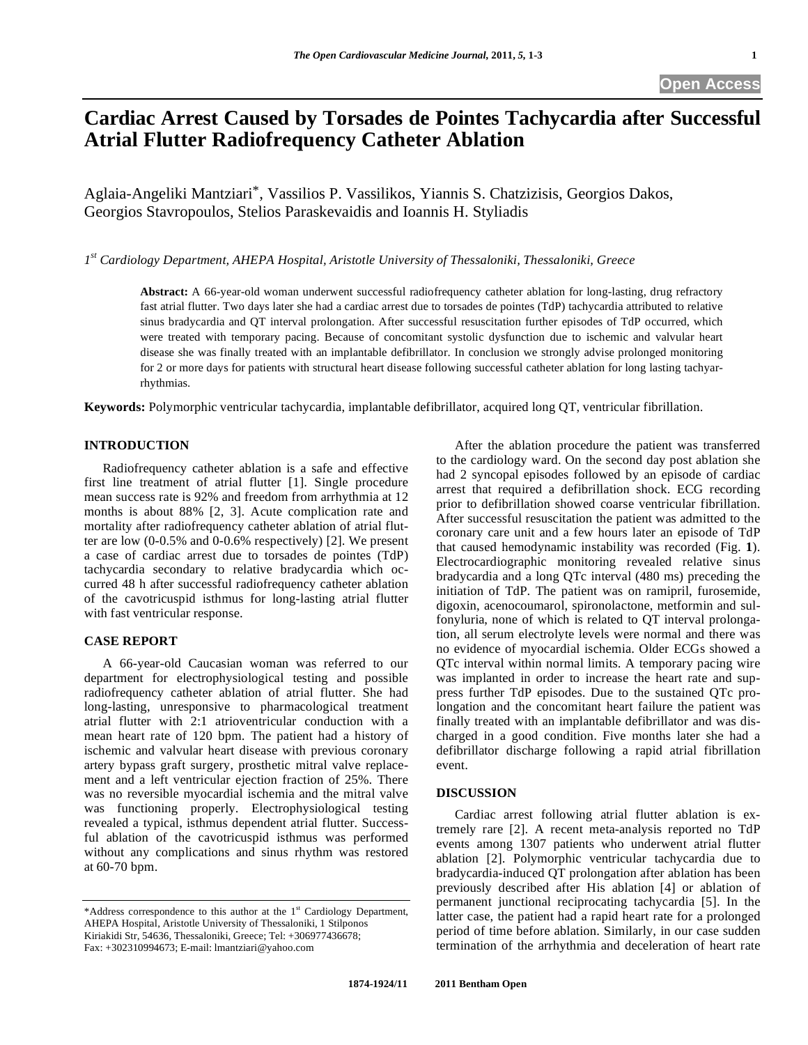# Cardiac Arrest Caused by Torsades de Pointes Tachycardia after Successful Atrial Flutter Radiofrequency Catheter Ablation

Aglaia-Angeliki Mantziari*, Vassilios P. Vassilikos, Yiannis S. Chatzizisis, Georgios Dakos, Georgios Stavropoulos, Stelios Paraskevaidis and Ioannis H. Styliadis

*1st Cardiology Department, AHEPA Hospital, Aristotle University of Thessaloniki, Thessaloniki, Greece*

**Abstract:** A 66-year-old woman underwent successful radiofrequency catheter ablation for long-lasting, drug refractory fast atrial flutter. Two days later she had a cardiac arrest due to torsades de pointes (TdP) tachycardia attributed to relative sinus bradycardia and QT interval prolongation. After successful resuscitation further episodes of TdP occurred, which were treated with temporary pacing. Because of concomitant systolic dysfunction due to ischemic and valvular heart disease she was finally treated with an implantable defibrillator. In conclusion we strongly advise prolonged monitoring for 2 or more days for patients with structural heart disease following successful catheter ablation for long lasting tachyarrhythmias.

**Keywords:** Polymorphic ventricular tachycardia, implantable defibrillator, acquired long QT, ventricular fibrillation.

## INTRODUCTION

Radiofrequency catheter ablation is a safe and effective first line treatment of atrial flutter [1]. Single procedure mean success rate is 92% and freedom from arrhythmia at 12 months is about 88% [2, 3]. Acute complication rate and mortality after radiofrequency catheter ablation of atrial flutter are low (0-0.5% and 0-0.6% respectively) [2]. We present a case of cardiac arrest due to torsades de pointes (TdP) tachycardia secondary to relative bradycardia which occurred 48 h after successful radiofrequency catheter ablation of the cavotricuspid isthmus for long-lasting atrial flutter with fast ventricular response.

## CASE REPORT

A 66-year-old Caucasian woman was referred to our department for electrophysiological testing and possible radiofrequency catheter ablation of atrial flutter. She had long-lasting, unresponsive to pharmacological treatment atrial flutter with 2:1 atrioventricular conduction with a mean heart rate of 120 bpm. The patient had a history of ischemic and valvular heart disease with previous coronary artery bypass graft surgery, prosthetic mitral valve replacement and a left ventricular ejection fraction of 25%. There was no reversible myocardial ischemia and the mitral valve was functioning properly. Electrophysiological testing revealed a typical, isthmus dependent atrial flutter. Successful ablation of the cavotricuspid isthmus was performed without any complications and sinus rhythm was restored at 60-70 bpm.

After the ablation procedure the patient was transferred to the cardiology ward. On the second day post ablation she had 2 syncopal episodes followed by an episode of cardiac arrest that required a defibrillation shock. ECG recording prior to defibrillation showed coarse ventricular fibrillation. After successful resuscitation the patient was admitted to the coronary care unit and a few hours later an episode of TdP that caused hemodynamic instability was recorded (Fig. **1**). Electrocardiographic monitoring revealed relative sinus bradycardia and a long QTc interval (480 ms) preceding the initiation of TdP. The patient was on ramipril, furosemide, digoxin, acenocoumarol, spironolactone, metformin and sulfonyluria, none of which is related to QT interval prolongation, all serum electrolyte levels were normal and there was no evidence of myocardial ischemia. Older ECGs showed a QTc interval within normal limits. A temporary pacing wire was implanted in order to increase the heart rate and suppress further TdP episodes. Due to the sustained QTc prolongation and the concomitant heart failure the patient was finally treated with an implantable defibrillator and was discharged in a good condition. Five months later she had a defibrillator discharge following a rapid atrial fibrillation event.

## DISCUSSION

Cardiac arrest following atrial flutter ablation is extremely rare [2]. A recent meta-analysis reported no TdP events among 1307 patients who underwent atrial flutter ablation [2]. Polymorphic ventricular tachycardia due to bradycardia-induced QT prolongation after ablation has been previously described after His ablation [4] or ablation of permanent junctional reciprocating tachycardia [5]. In the latter case, the patient had a rapid heart rate for a prolonged period of time before ablation. Similarly, in our case sudden termination of the arrhythmia and deceleration of heart rate

*Address correspondence to this author at the 1st Cardiology Department, AHEPA Hospital, Aristotle University of Thessaloniki, 1 Stilponos Kiriakidi Str, 54636, Thessaloniki, Greece; Tel: +306977436678; Fax: +302310994673; E-mail: lmantziari@yahoo.com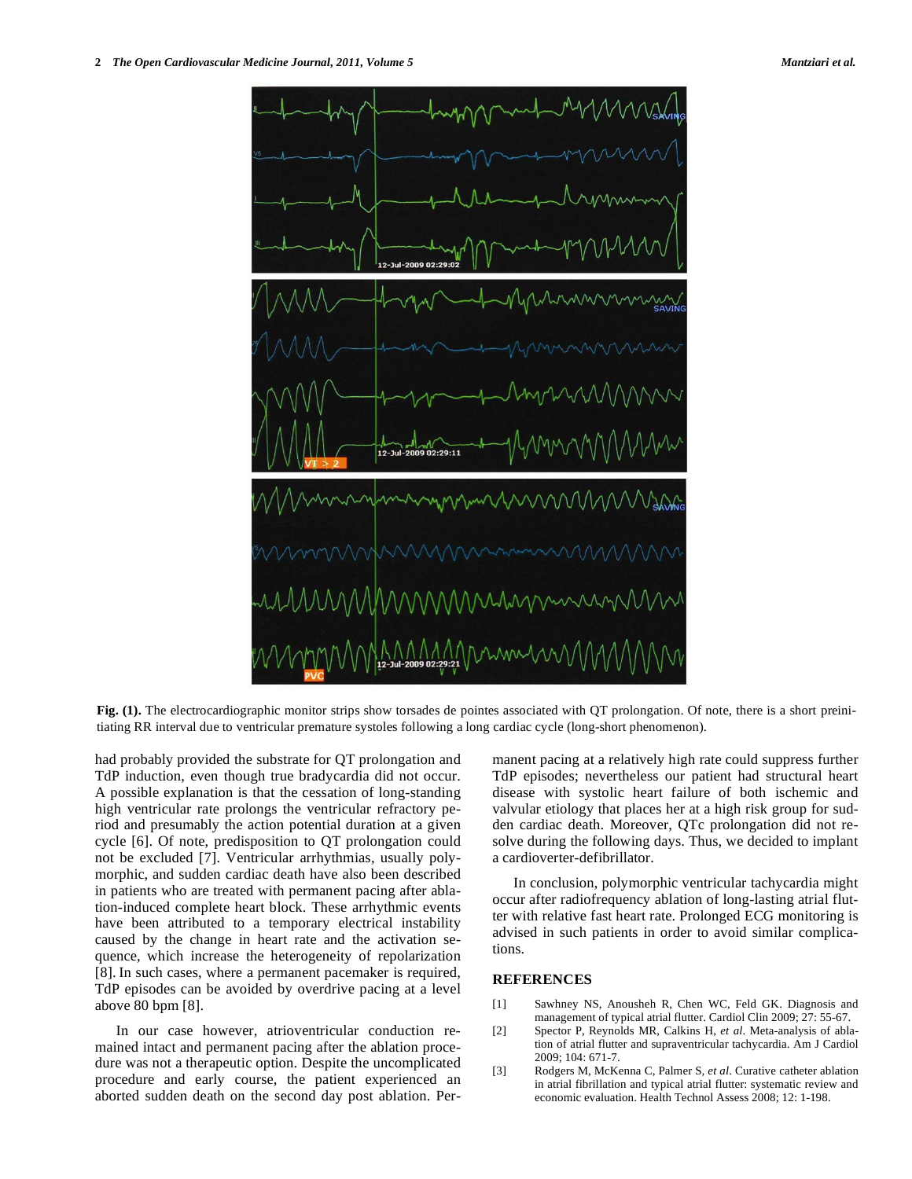Fig. (1). The electrocardiographic monitor strips show torsades de pointes associated with QT prolongation. Of note, there is a short preinitiating RR interval due to ventricular premature systoles following a long cardiac cycle (long-short phenomenon).

had probably provided the substrate for QT prolongation and TdP induction, even though true bradycardia did not occur. A possible explanation is that the cessation of long-standing high ventricular rate prolongs the ventricular refractory period and presumably the action potential duration at a given cycle [6]. Of note, predisposition to QT prolongation could not be excluded [7]. Ventricular arrhythmias, usually polymorphic, and sudden cardiac death have also been described in patients who are treated with permanent pacing after ablation-induced complete heart block. These arrhythmic events have been attributed to a temporary electrical instability caused by the change in heart rate and the activation sequence, which increase the heterogeneity of repolarization [8]. In such cases, where a permanent pacemaker is required, TdP episodes can be avoided by overdrive pacing at a level above 80 bpm [8].

In our case however, atrioventricular conduction remained intact and permanent pacing after the ablation procedure was not a therapeutic option. Despite the uncomplicated procedure and early course, the patient experienced an aborted sudden death on the second day post ablation. Permanent pacing at a relatively high rate could suppress further TdP episodes; nevertheless our patient had structural heart disease with systolic heart failure of both ischemic and valvular etiology that places her at a high risk group for sudden cardiac death. Moreover, QTc prolongation did not resolve during the following days. Thus, we decided to implant a cardioverter-defibrillator.

In conclusion, polymorphic ventricular tachycardia might occur after radiofrequency ablation of long-lasting atrial flutter with relative fast heart rate. Prolonged ECG monitoring is advised in such patients in order to avoid similar complications.

## REFERENCES

[1] Sawhney NS, Anousheh R, Chen WC, Feld GK. Diagnosis and management of typical atrial flutter. Cardiol Clin 2009; 27: 55-67.

[2] Spector P, Reynolds MR, Calkins H, *et al*. Meta-analysis of ablation of atrial flutter and supraventricular tachycardia. Am J Cardiol 2009; 104: 671-7.

[3] Rodgers M, McKenna C, Palmer S, *et al*. Curative catheter ablation in atrial fibrillation and typical atrial flutter: systematic review and economic evaluation. Health Technol Assess 2008; 12: 1-198.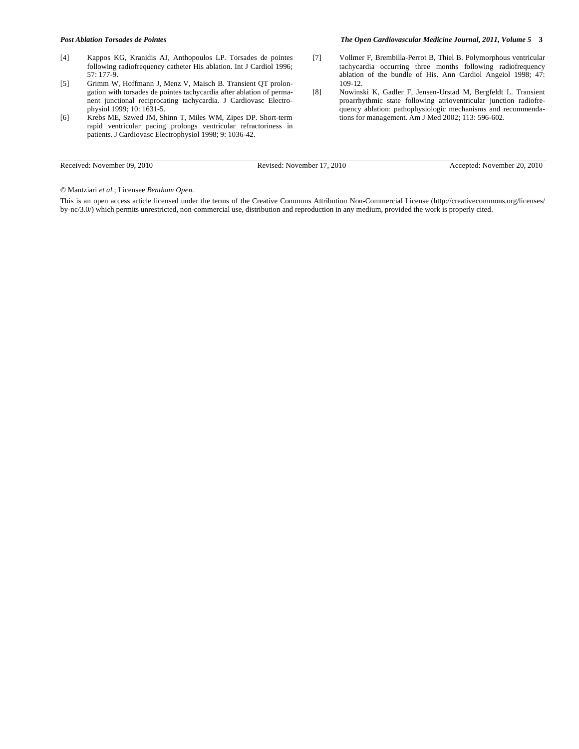[4] Kappos KG, Kranidis AJ, Anthopoulos LP. Torsades de pointes following radiofrequency catheter His ablation. Int J Cardiol 1996; 57: 177-9.

[5] Grimm W, Hoffmann J, Menz V, Maisch B. Transient QT prolongation with torsades de pointes tachycardia after ablation of permanent junctional reciprocating tachycardia. J Cardiovasc Electrophysiol 1999; 10: 1631-5.

[6] Krebs ME, Szwed JM, Shinn T, Miles WM, Zipes DP. Short-term rapid ventricular pacing prolongs ventricular refractoriness in patients. J Cardiovasc Electrophysiol 1998; 9: 1036-42.

[7] Vollmer F, Brembilla-Perrot B, Thiel B. Polymorphous ventricular tachycardia occurring three months following radiofrequency ablation of the bundle of His. Ann Cardiol Angeiol 1998; 47: 109-12.

[8] Nowinski K, Gadler F, Jensen-Urstad M, Bergfeldt L. Transient proarrhythmic state following atrioventricular junction radiofrequency ablation: pathophysiologic mechanisms and recommendations for management. Am J Med 2002; 113: 596-602.

Received: November 09, 2010 Revised: November 17, 2010 Accepted: November 20, 2010

© Mantziari *et al.*; Licensee *Bentham Open.*

This is an open access article licensed under the terms of the Creative Commons Attribution Non-Commercial License (http://creativecommons.org/licenses/by-nc/3.0/) which permits unrestricted, non-commercial use, distribution and reproduction in any medium, provided the work is properly cited.